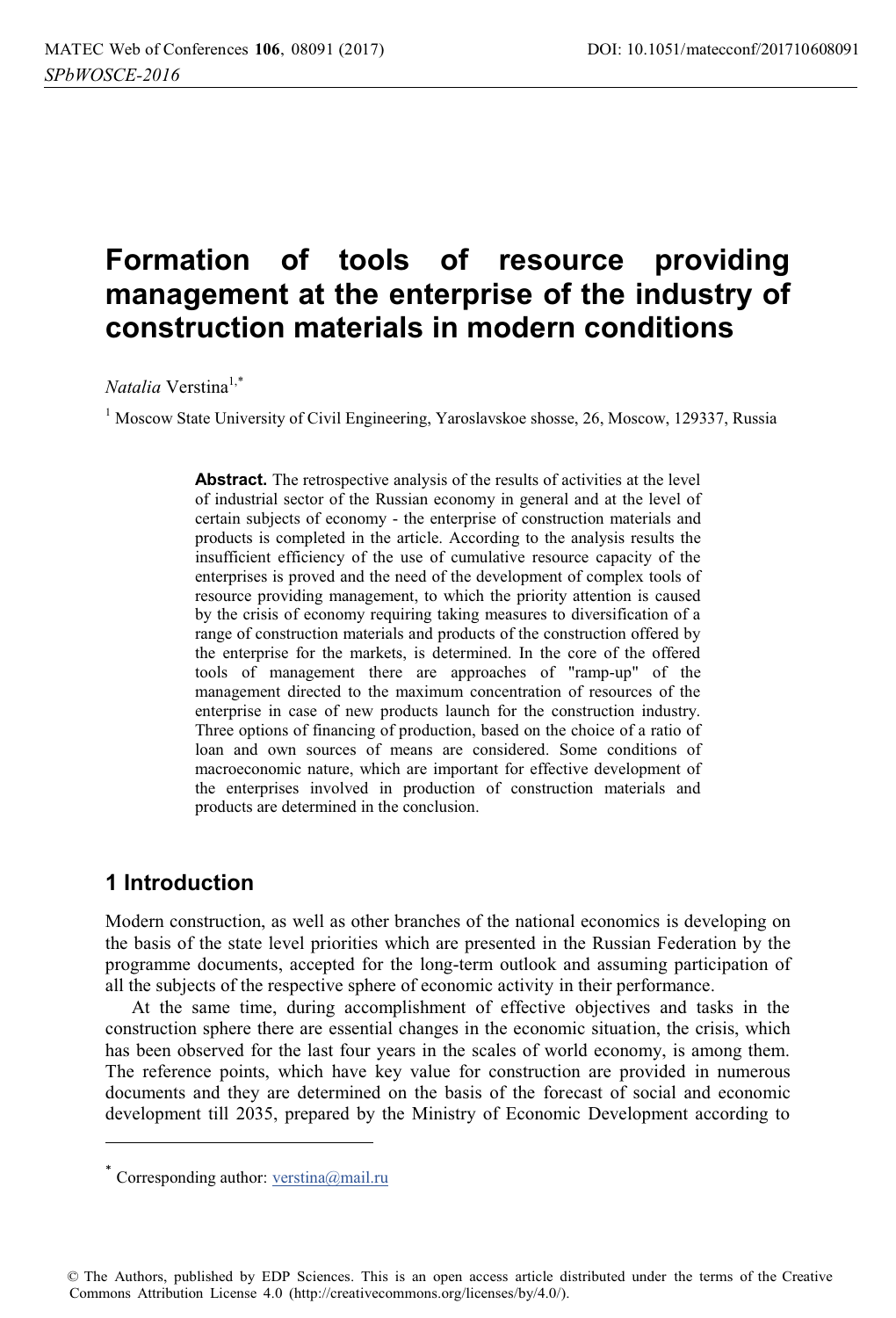# Formation of tools of resource providing management at the enterprise of the industry of construction materials in modern conditions

*Natalia* Verstina[1,*]

[1] Moscow State University of Civil Engineering, Yaroslavskoe shosse, 26, Moscow, 129337, Russia

**Abstract.** The retrospective analysis of the results of activities at the level of industrial sector of the Russian economy in general and at the level of certain subjects of economy - the enterprise of construction materials and products is completed in the article. According to the analysis results the insufficient efficiency of the use of cumulative resource capacity of the enterprises is proved and the need of the development of complex tools of resource providing management, to which the priority attention is caused by the crisis of economy requiring taking measures to diversification of a range of construction materials and products of the construction offered by the enterprise for the markets, is determined. In the core of the offered tools of management there are approaches of "ramp-up" of the management directed to the maximum concentration of resources of the enterprise in case of new products launch for the construction industry. Three options of financing of production, based on the choice of a ratio of loan and own sources of means are considered. Some conditions of macroeconomic nature, which are important for effective development of the enterprises involved in production of construction materials and products are determined in the conclusion.

## 1 Introduction

Modern construction, as well as other branches of the national economics is developing on the basis of the state level priorities which are presented in the Russian Federation by the programme documents, accepted for the long-term outlook and assuming participation of all the subjects of the respective sphere of economic activity in their performance.

At the same time, during accomplishment of effective objectives and tasks in the construction sphere there are essential changes in the economic situation, the crisis, which has been observed for the last four years in the scales of world economy, is among them. The reference points, which have key value for construction are provided in numerous documents and they are determined on the basis of the forecast of social and economic development till 2035, prepared by the Ministry of Economic Development according to

---

[*] Corresponding author: verstina@mail.ru

© The Authors, published by EDP Sciences. This is an open access article distributed under the terms of the Creative Commons Attribution License 4.0 (http://creativecommons.org/licenses/by/4.0/).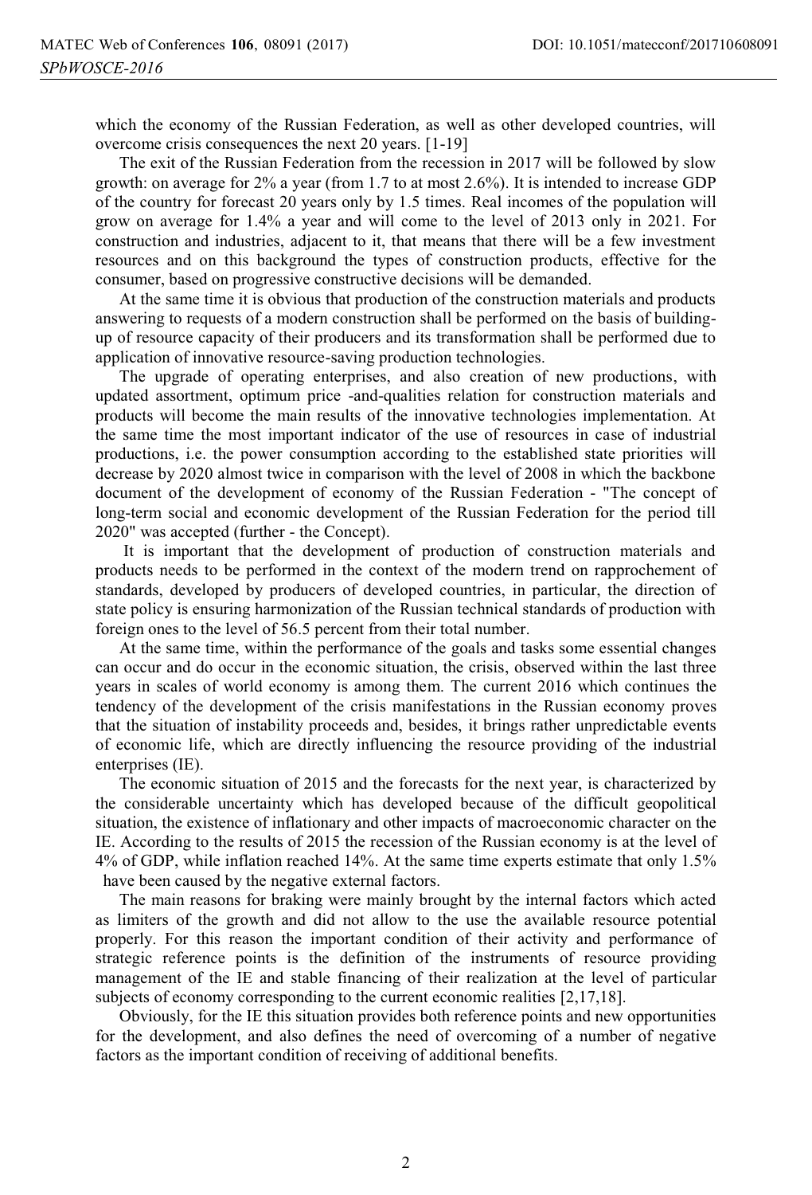which the economy of the Russian Federation, as well as other developed countries, will overcome crisis consequences the next 20 years. [1-19]

The exit of the Russian Federation from the recession in 2017 will be followed by slow growth: on average for 2% a year (from 1.7 to at most 2.6%). It is intended to increase GDP of the country for forecast 20 years only by 1.5 times. Real incomes of the population will grow on average for 1.4% a year and will come to the level of 2013 only in 2021. For construction and industries, adjacent to it, that means that there will be a few investment resources and on this background the types of construction products, effective for the consumer, based on progressive constructive decisions will be demanded.

At the same time it is obvious that production of the construction materials and products answering to requests of a modern construction shall be performed on the basis of building-up of resource capacity of their producers and its transformation shall be performed due to application of innovative resource-saving production technologies.

The upgrade of operating enterprises, and also creation of new productions, with updated assortment, optimum price -and-qualities relation for construction materials and products will become the main results of the innovative technologies implementation. At the same time the most important indicator of the use of resources in case of industrial productions, i.e. the power consumption according to the established state priorities will decrease by 2020 almost twice in comparison with the level of 2008 in which the backbone document of the development of economy of the Russian Federation - "The concept of long-term social and economic development of the Russian Federation for the period till 2020" was accepted (further - the Concept).

It is important that the development of production of construction materials and products needs to be performed in the context of the modern trend on rapprochement of standards, developed by producers of developed countries, in particular, the direction of state policy is ensuring harmonization of the Russian technical standards of production with foreign ones to the level of 56.5 percent from their total number.

At the same time, within the performance of the goals and tasks some essential changes can occur and do occur in the economic situation, the crisis, observed within the last three years in scales of world economy is among them. The current 2016 which continues the tendency of the development of the crisis manifestations in the Russian economy proves that the situation of instability proceeds and, besides, it brings rather unpredictable events of economic life, which are directly influencing the resource providing of the industrial enterprises (IE).

The economic situation of 2015 and the forecasts for the next year, is characterized by the considerable uncertainty which has developed because of the difficult geopolitical situation, the existence of inflationary and other impacts of macroeconomic character on the IE. According to the results of 2015 the recession of the Russian economy is at the level of 4% of GDP, while inflation reached 14%. At the same time experts estimate that only 1.5% have been caused by the negative external factors.

The main reasons for braking were mainly brought by the internal factors which acted as limiters of the growth and did not allow to the use the available resource potential properly. For this reason the important condition of their activity and performance of strategic reference points is the definition of the instruments of resource providing management of the IE and stable financing of their realization at the level of particular subjects of economy corresponding to the current economic realities [2,17,18].

Obviously, for the IE this situation provides both reference points and new opportunities for the development, and also defines the need of overcoming of a number of negative factors as the important condition of receiving of additional benefits.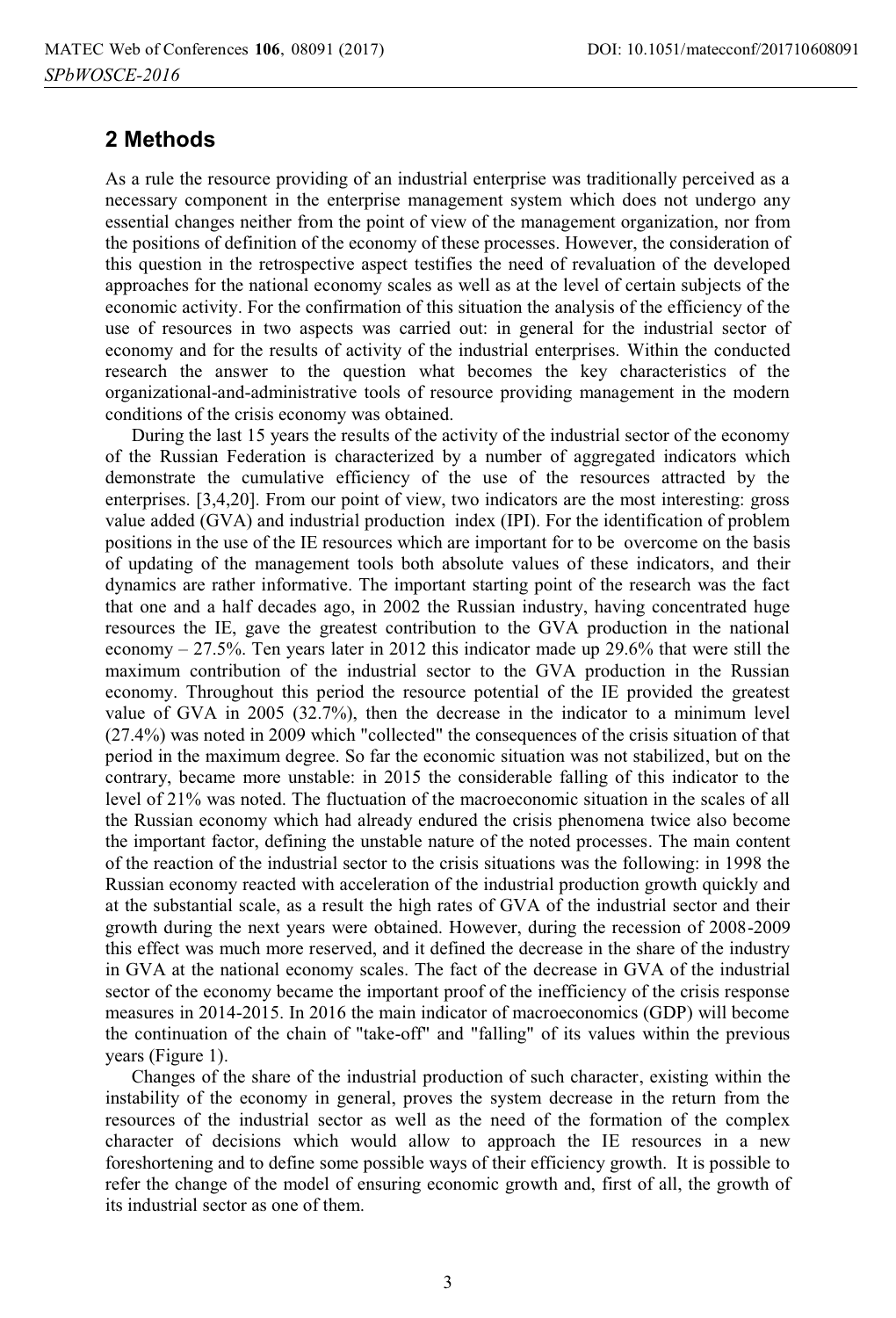## 2 Methods

As a rule the resource providing of an industrial enterprise was traditionally perceived as a necessary component in the enterprise management system which does not undergo any essential changes neither from the point of view of the management organization, nor from the positions of definition of the economy of these processes. However, the consideration of this question in the retrospective aspect testifies the need of revaluation of the developed approaches for the national economy scales as well as at the level of certain subjects of the economic activity. For the confirmation of this situation the analysis of the efficiency of the use of resources in two aspects was carried out: in general for the industrial sector of economy and for the results of activity of the industrial enterprises. Within the conducted research the answer to the question what becomes the key characteristics of the organizational-and-administrative tools of resource providing management in the modern conditions of the crisis economy was obtained.

During the last 15 years the results of the activity of the industrial sector of the economy of the Russian Federation is characterized by a number of aggregated indicators which demonstrate the cumulative efficiency of the use of the resources attracted by the enterprises. [3,4,20]. From our point of view, two indicators are the most interesting: gross value added (GVA) and industrial production index (IPI). For the identification of problem positions in the use of the IE resources which are important for to be overcome on the basis of updating of the management tools both absolute values of these indicators, and their dynamics are rather informative. The important starting point of the research was the fact that one and a half decades ago, in 2002 the Russian industry, having concentrated huge resources the IE, gave the greatest contribution to the GVA production in the national economy – 27.5%. Ten years later in 2012 this indicator made up 29.6% that were still the maximum contribution of the industrial sector to the GVA production in the Russian economy. Throughout this period the resource potential of the IE provided the greatest value of GVA in 2005 (32.7%), then the decrease in the indicator to a minimum level (27.4%) was noted in 2009 which "collected" the consequences of the crisis situation of that period in the maximum degree. So far the economic situation was not stabilized, but on the contrary, became more unstable: in 2015 the considerable falling of this indicator to the level of 21% was noted. The fluctuation of the macroeconomic situation in the scales of all the Russian economy which had already endured the crisis phenomena twice also become the important factor, defining the unstable nature of the noted processes. The main content of the reaction of the industrial sector to the crisis situations was the following: in 1998 the Russian economy reacted with acceleration of the industrial production growth quickly and at the substantial scale, as a result the high rates of GVA of the industrial sector and their growth during the next years were obtained. However, during the recession of 2008-2009 this effect was much more reserved, and it defined the decrease in the share of the industry in GVA at the national economy scales. The fact of the decrease in GVA of the industrial sector of the economy became the important proof of the inefficiency of the crisis response measures in 2014-2015. In 2016 the main indicator of macroeconomics (GDP) will become the continuation of the chain of "take-off" and "falling" of its values within the previous years (Figure 1).

Changes of the share of the industrial production of such character, existing within the instability of the economy in general, proves the system decrease in the return from the resources of the industrial sector as well as the need of the formation of the complex character of decisions which would allow to approach the IE resources in a new foreshortening and to define some possible ways of their efficiency growth. It is possible to refer the change of the model of ensuring economic growth and, first of all, the growth of its industrial sector as one of them.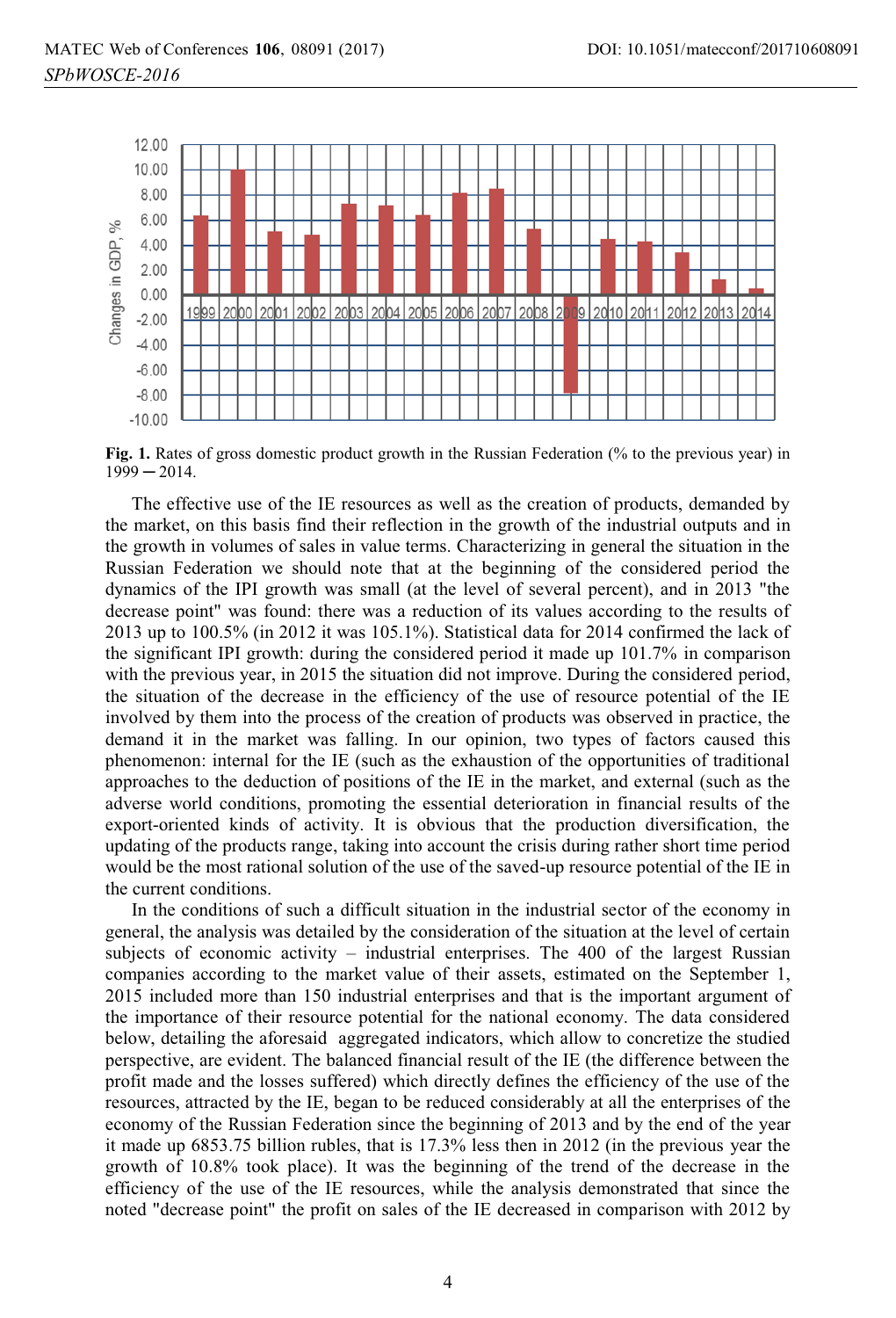**Fig. 1.** Rates of gross domestic product growth in the Russian Federation (% to the previous year) in 1999 – 2014.

The effective use of the IE resources as well as the creation of products, demanded by the market, on this basis find their reflection in the growth of the industrial outputs and in the growth in volumes of sales in value terms. Characterizing in general the situation in the Russian Federation we should note that at the beginning of the considered period the dynamics of the IPI growth was small (at the level of several percent), and in 2013 "the decrease point" was found: there was a reduction of its values according to the results of 2013 up to 100.5% (in 2012 it was 105.1%). Statistical data for 2014 confirmed the lack of the significant IPI growth: during the considered period it made up 101.7% in comparison with the previous year, in 2015 the situation did not improve. During the considered period, the situation of the decrease in the efficiency of the use of resource potential of the IE involved by them into the process of the creation of products was observed in practice, the demand it in the market was falling. In our opinion, two types of factors caused this phenomenon: internal for the IE (such as the exhaustion of the opportunities of traditional approaches to the deduction of positions of the IE in the market, and external (such as the adverse world conditions, promoting the essential deterioration in financial results of the export-oriented kinds of activity. It is obvious that the production diversification, the updating of the products range, taking into account the crisis during rather short time period would be the most rational solution of the use of the saved-up resource potential of the IE in the current conditions.

In the conditions of such a difficult situation in the industrial sector of the economy in general, the analysis was detailed by the consideration of the situation at the level of certain subjects of economic activity – industrial enterprises. The 400 of the largest Russian companies according to the market value of their assets, estimated on the September 1, 2015 included more than 150 industrial enterprises and that is the important argument of the importance of their resource potential for the national economy. The data considered below, detailing the aforesaid aggregated indicators, which allow to concretize the studied perspective, are evident. The balanced financial result of the IE (the difference between the profit made and the losses suffered) which directly defines the efficiency of the use of the resources, attracted by the IE, began to be reduced considerably at all the enterprises of the economy of the Russian Federation since the beginning of 2013 and by the end of the year it made up 6853.75 billion rubles, that is 17.3% less then in 2012 (in the previous year the growth of 10.8% took place). It was the beginning of the trend of the decrease in the efficiency of the use of the IE resources, while the analysis demonstrated that since the noted "decrease point" the profit on sales of the IE decreased in comparison with 2012 by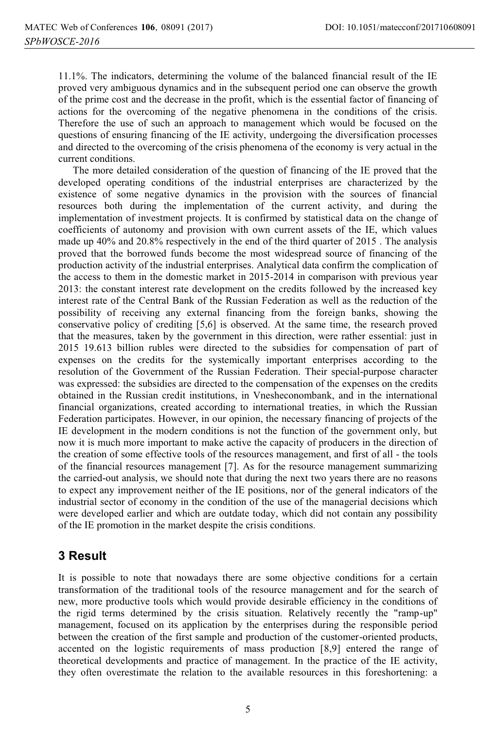11.1%. The indicators, determining the volume of the balanced financial result of the IE proved very ambiguous dynamics and in the subsequent period one can observe the growth of the prime cost and the decrease in the profit, which is the essential factor of financing of actions for the overcoming of the negative phenomena in the conditions of the crisis. Therefore the use of such an approach to management which would be focused on the questions of ensuring financing of the IE activity, undergoing the diversification processes and directed to the overcoming of the crisis phenomena of the economy is very actual in the current conditions.

The more detailed consideration of the question of financing of the IE proved that the developed operating conditions of the industrial enterprises are characterized by the existence of some negative dynamics in the provision with the sources of financial resources both during the implementation of the current activity, and during the implementation of investment projects. It is confirmed by statistical data on the change of coefficients of autonomy and provision with own current assets of the IE, which values made up 40% and 20.8% respectively in the end of the third quarter of 2015 . The analysis proved that the borrowed funds become the most widespread source of financing of the production activity of the industrial enterprises. Analytical data confirm the complication of the access to them in the domestic market in 2015-2014 in comparison with previous year 2013: the constant interest rate development on the credits followed by the increased key interest rate of the Central Bank of the Russian Federation as well as the reduction of the possibility of receiving any external financing from the foreign banks, showing the conservative policy of crediting [5,6] is observed. At the same time, the research proved that the measures, taken by the government in this direction, were rather essential: just in 2015 19.613 billion rubles were directed to the subsidies for compensation of part of expenses on the credits for the systemically important enterprises according to the resolution of the Government of the Russian Federation. Their special-purpose character was expressed: the subsidies are directed to the compensation of the expenses on the credits obtained in the Russian credit institutions, in Vnesheconombank, and in the international financial organizations, created according to international treaties, in which the Russian Federation participates. However, in our opinion, the necessary financing of projects of the IE development in the modern conditions is not the function of the government only, but now it is much more important to make active the capacity of producers in the direction of the creation of some effective tools of the resources management, and first of all - the tools of the financial resources management [7]. As for the resource management summarizing the carried-out analysis, we should note that during the next two years there are no reasons to expect any improvement neither of the IE positions, nor of the general indicators of the industrial sector of economy in the condition of the use of the managerial decisions which were developed earlier and which are outdate today, which did not contain any possibility of the IE promotion in the market despite the crisis conditions.

## 3 Result

It is possible to note that nowadays there are some objective conditions for a certain transformation of the traditional tools of the resource management and for the search of new, more productive tools which would provide desirable efficiency in the conditions of the rigid terms determined by the crisis situation. Relatively recently the "ramp-up" management, focused on its application by the enterprises during the responsible period between the creation of the first sample and production of the customer-oriented products, accented on the logistic requirements of mass production [8,9] entered the range of theoretical developments and practice of management. In the practice of the IE activity, they often overestimate the relation to the available resources in this foreshortening: a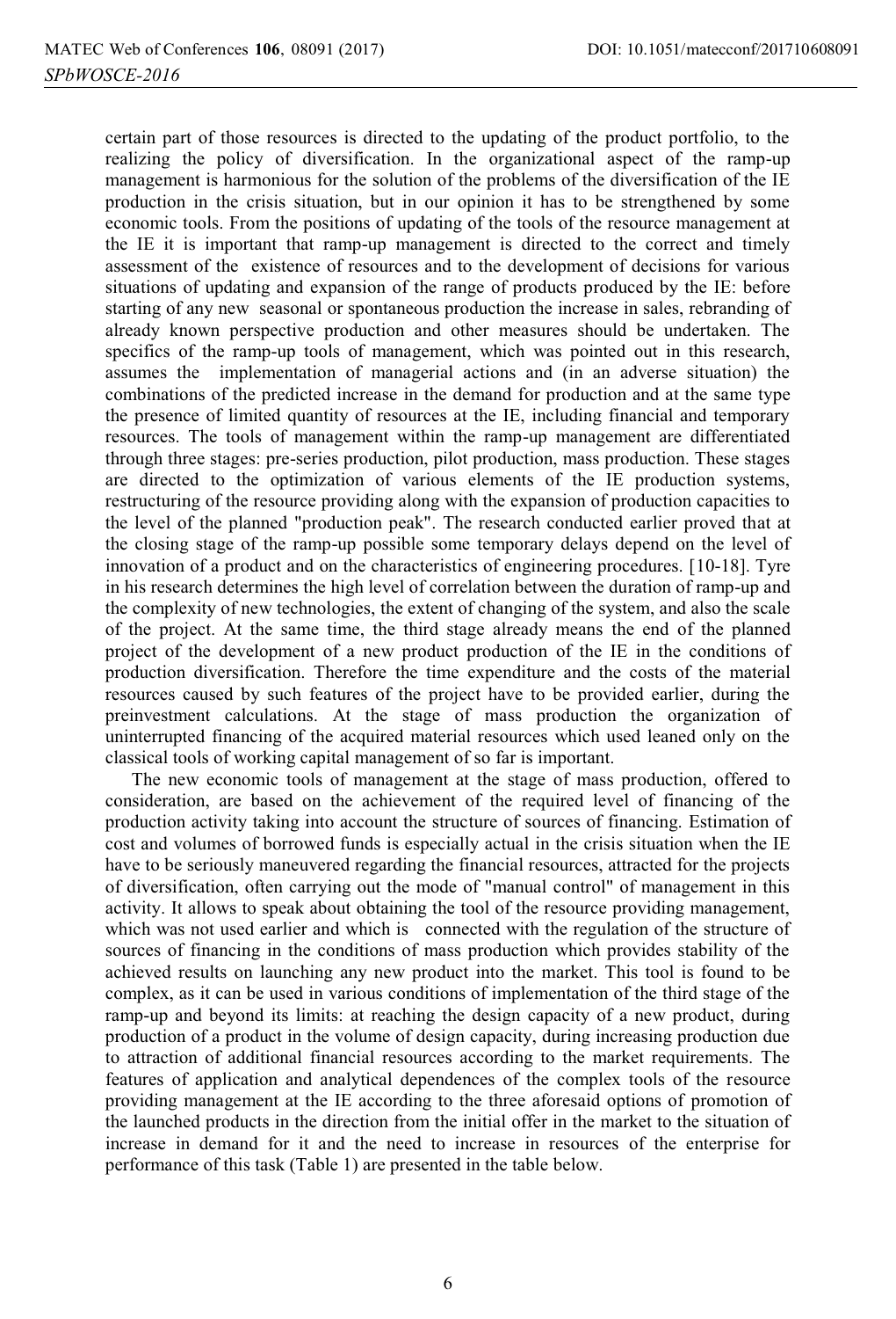certain part of those resources is directed to the updating of the product portfolio, to the realizing the policy of diversification. In the organizational aspect of the ramp-up management is harmonious for the solution of the problems of the diversification of the IE production in the crisis situation, but in our opinion it has to be strengthened by some economic tools. From the positions of updating of the tools of the resource management at the IE it is important that ramp-up management is directed to the correct and timely assessment of the existence of resources and to the development of decisions for various situations of updating and expansion of the range of products produced by the IE: before starting of any new seasonal or spontaneous production the increase in sales, rebranding of already known perspective production and other measures should be undertaken. The specifics of the ramp-up tools of management, which was pointed out in this research, assumes the implementation of managerial actions and (in an adverse situation) the combinations of the predicted increase in the demand for production and at the same type the presence of limited quantity of resources at the IE, including financial and temporary resources. The tools of management within the ramp-up management are differentiated through three stages: pre-series production, pilot production, mass production. These stages are directed to the optimization of various elements of the IE production systems, restructuring of the resource providing along with the expansion of production capacities to the level of the planned "production peak". The research conducted earlier proved that at the closing stage of the ramp-up possible some temporary delays depend on the level of innovation of a product and on the characteristics of engineering procedures. [10-18]. Tyre in his research determines the high level of correlation between the duration of ramp-up and the complexity of new technologies, the extent of changing of the system, and also the scale of the project. At the same time, the third stage already means the end of the planned project of the development of a new product production of the IE in the conditions of production diversification. Therefore the time expenditure and the costs of the material resources caused by such features of the project have to be provided earlier, during the preinvestment calculations. At the stage of mass production the organization of uninterrupted financing of the acquired material resources which used leaned only on the classical tools of working capital management of so far is important.

The new economic tools of management at the stage of mass production, offered to consideration, are based on the achievement of the required level of financing of the production activity taking into account the structure of sources of financing. Estimation of cost and volumes of borrowed funds is especially actual in the crisis situation when the IE have to be seriously maneuvered regarding the financial resources, attracted for the projects of diversification, often carrying out the mode of "manual control" of management in this activity. It allows to speak about obtaining the tool of the resource providing management, which was not used earlier and which is connected with the regulation of the structure of sources of financing in the conditions of mass production which provides stability of the achieved results on launching any new product into the market. This tool is found to be complex, as it can be used in various conditions of implementation of the third stage of the ramp-up and beyond its limits: at reaching the design capacity of a new product, during production of a product in the volume of design capacity, during increasing production due to attraction of additional financial resources according to the market requirements. The features of application and analytical dependences of the complex tools of the resource providing management at the IE according to the three aforesaid options of promotion of the launched products in the direction from the initial offer in the market to the situation of increase in demand for it and the need to increase in resources of the enterprise for performance of this task (Table 1) are presented in the table below.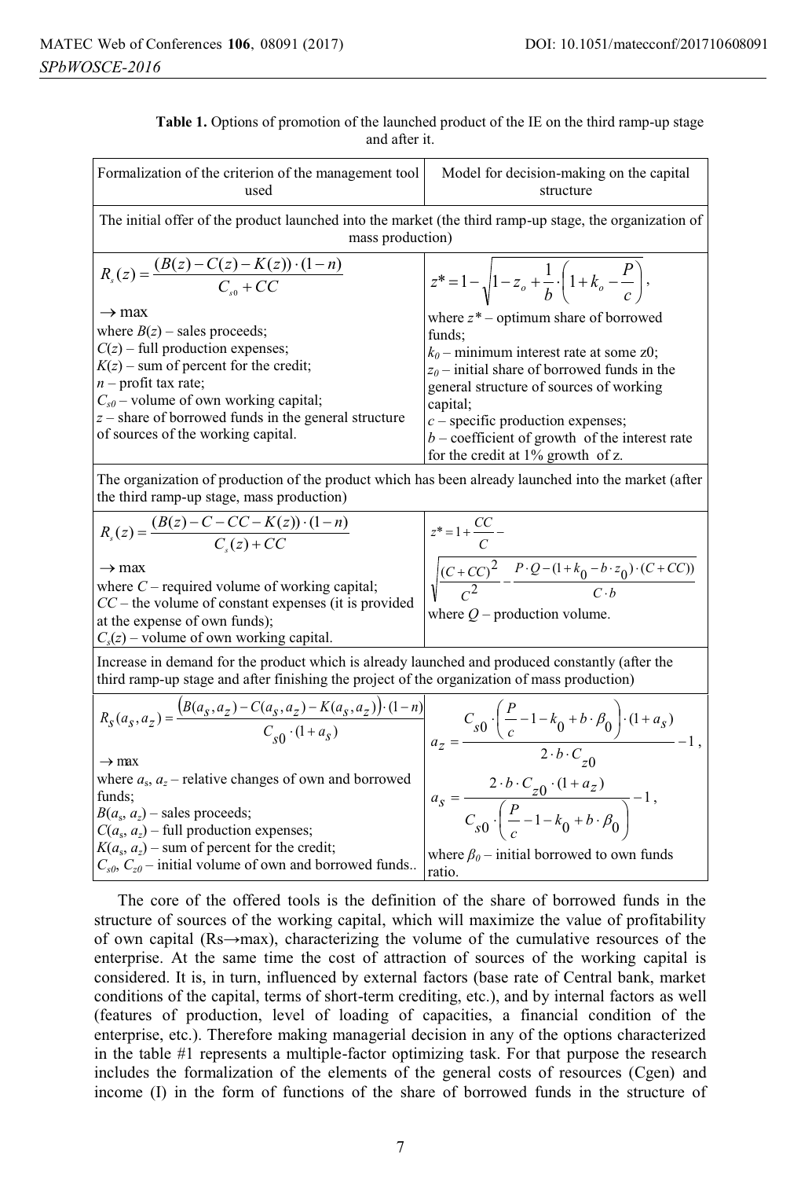**Table 1.** Options of promotion of the launched product of the IE on the third ramp-up stage and after it.

| Formalization of the criterion of the management tool used | Model for decision-making on the capital structure |
|---|---|
| The initial offer of the product launched into the market (the third ramp-up stage, the organization of mass production) | |
| $R_s(z) = \dfrac{(B(z) - C(z) - K(z)) \cdot (1-n)}{C_{s0} + CC}$ $\to \max$ where $B(z)$ – sales proceeds; $C(z)$ – full production expenses; $K(z)$ – sum of percent for the credit; $n$ – profit tax rate; $C_{s0}$ – volume of own working capital; $z$ – share of borrowed funds in the general structure of sources of the working capital. | $z^* = 1 - \sqrt{1 - z_o + \dfrac{1}{b} \cdot \left(1 + k_o - \dfrac{P}{c}\right)}$, where $z^*$ – optimum share of borrowed funds; $k_0$ – minimum interest rate at some z0; $z_0$ – initial share of borrowed funds in the general structure of sources of working capital; $c$ – specific production expenses; $b$ – coefficient of growth of the interest rate for the credit at 1% growth of z. |
| The organization of production of the product which has been already launched into the market (after the third ramp-up stage, mass production) | |
| $R_s(z) = \dfrac{(B(z) - C - CC - K(z)) \cdot (1-n)}{C_s(z) + CC}$ $\to \max$ where $C$ – required volume of working capital; $CC$ – the volume of constant expenses (it is provided at the expense of own funds); $C_s(z)$ – volume of own working capital. | $z^* = 1 + \dfrac{CC}{C} - \sqrt{\dfrac{(C+CC)^2}{C^2} - \dfrac{P \cdot Q - (1 + k_0 - b \cdot z_0) \cdot (C + CC))}{C \cdot b}}$ where $Q$ – production volume. |
| Increase in demand for the product which is already launched and produced constantly (after the third ramp-up stage and after finishing the project of the organization of mass production) | |
| $R_S(a_s, a_z) = \dfrac{\left(B(a_s, a_z) - C(a_s, a_z) - K(a_s, a_z)\right) \cdot (1-n)}{C_{s0} \cdot (1 + a_s)}$ $\to \max$ where $a_s$, $a_z$ – relative changes of own and borrowed funds; $B(a_s, a_z)$ – sales proceeds; $C(a_s, a_z)$ – full production expenses; $K(a_s, a_z)$ – sum of percent for the credit; $C_{s0}$, $C_{z0}$ – initial volume of own and borrowed funds.. | $a_z = \dfrac{C_{s0} \cdot \left(\dfrac{P}{c} - 1 - k_0 + b \cdot \beta_0\right) \cdot (1 + a_s)}{2 \cdot b \cdot C_{z0}} - 1$, $a_s = \dfrac{2 \cdot b \cdot C_{z0} \cdot (1 + a_z)}{C_{s0} \cdot \left(\dfrac{P}{c} - 1 - k_0 + b \cdot \beta_0\right)} - 1$, where $\beta_0$ – initial borrowed to own funds ratio. |

The core of the offered tools is the definition of the share of borrowed funds in the structure of sources of the working capital, which will maximize the value of profitability of own capital (Rs→max), characterizing the volume of the cumulative resources of the enterprise. At the same time the cost of attraction of sources of the working capital is considered. It is, in turn, influenced by external factors (base rate of Central bank, market conditions of the capital, terms of short-term crediting, etc.), and by internal factors as well (features of production, level of loading of capacities, a financial condition of the enterprise, etc.). Therefore making managerial decision in any of the options characterized in the table #1 represents a multiple-factor optimizing task. For that purpose the research includes the formalization of the elements of the general costs of resources (Cgen) and income (I) in the form of functions of the share of borrowed funds in the structure of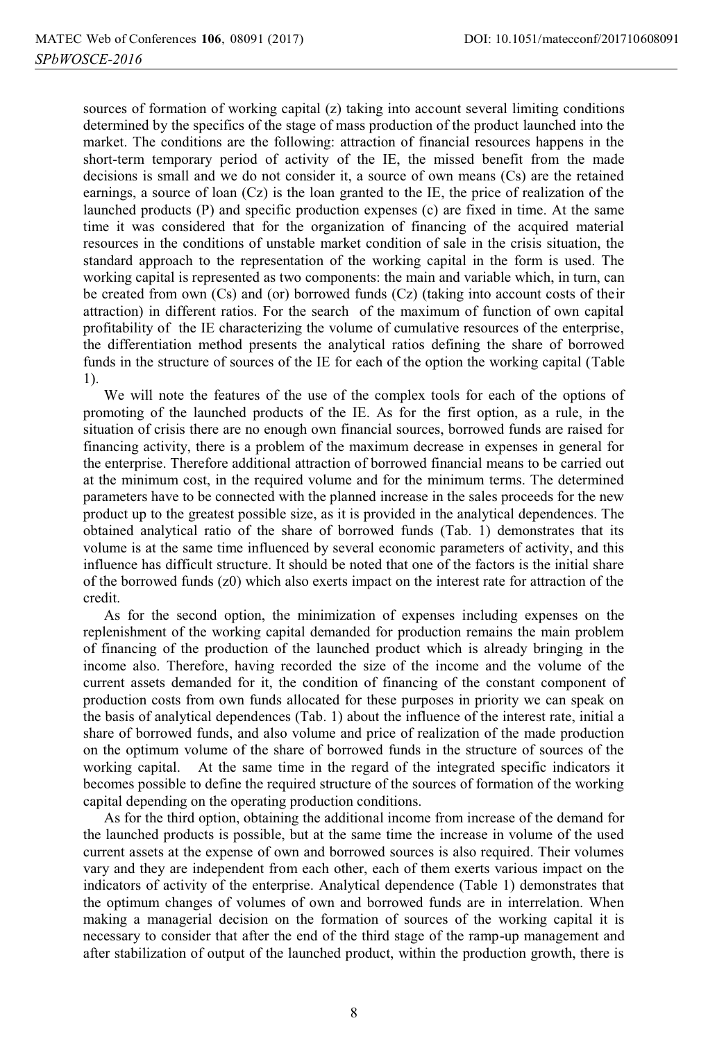sources of formation of working capital (z) taking into account several limiting conditions determined by the specifics of the stage of mass production of the product launched into the market. The conditions are the following: attraction of financial resources happens in the short-term temporary period of activity of the IE, the missed benefit from the made decisions is small and we do not consider it, a source of own means (Cs) are the retained earnings, a source of loan (Cz) is the loan granted to the IE, the price of realization of the launched products (P) and specific production expenses (c) are fixed in time. At the same time it was considered that for the organization of financing of the acquired material resources in the conditions of unstable market condition of sale in the crisis situation, the standard approach to the representation of the working capital in the form is used. The working capital is represented as two components: the main and variable which, in turn, can be created from own (Cs) and (or) borrowed funds (Cz) (taking into account costs of their attraction) in different ratios. For the search of the maximum of function of own capital profitability of the IE characterizing the volume of cumulative resources of the enterprise, the differentiation method presents the analytical ratios defining the share of borrowed funds in the structure of sources of the IE for each of the option the working capital (Table 1).

We will note the features of the use of the complex tools for each of the options of promoting of the launched products of the IE. As for the first option, as a rule, in the situation of crisis there are no enough own financial sources, borrowed funds are raised for financing activity, there is a problem of the maximum decrease in expenses in general for the enterprise. Therefore additional attraction of borrowed financial means to be carried out at the minimum cost, in the required volume and for the minimum terms. The determined parameters have to be connected with the planned increase in the sales proceeds for the new product up to the greatest possible size, as it is provided in the analytical dependences. The obtained analytical ratio of the share of borrowed funds (Tab. 1) demonstrates that its volume is at the same time influenced by several economic parameters of activity, and this influence has difficult structure. It should be noted that one of the factors is the initial share of the borrowed funds (z0) which also exerts impact on the interest rate for attraction of the credit.

As for the second option, the minimization of expenses including expenses on the replenishment of the working capital demanded for production remains the main problem of financing of the production of the launched product which is already bringing in the income also. Therefore, having recorded the size of the income and the volume of the current assets demanded for it, the condition of financing of the constant component of production costs from own funds allocated for these purposes in priority we can speak on the basis of analytical dependences (Tab. 1) about the influence of the interest rate, initial a share of borrowed funds, and also volume and price of realization of the made production on the optimum volume of the share of borrowed funds in the structure of sources of the working capital. At the same time in the regard of the integrated specific indicators it becomes possible to define the required structure of the sources of formation of the working capital depending on the operating production conditions.

As for the third option, obtaining the additional income from increase of the demand for the launched products is possible, but at the same time the increase in volume of the used current assets at the expense of own and borrowed sources is also required. Their volumes vary and they are independent from each other, each of them exerts various impact on the indicators of activity of the enterprise. Analytical dependence (Table 1) demonstrates that the optimum changes of volumes of own and borrowed funds are in interrelation. When making a managerial decision on the formation of sources of the working capital it is necessary to consider that after the end of the third stage of the ramp-up management and after stabilization of output of the launched product, within the production growth, there is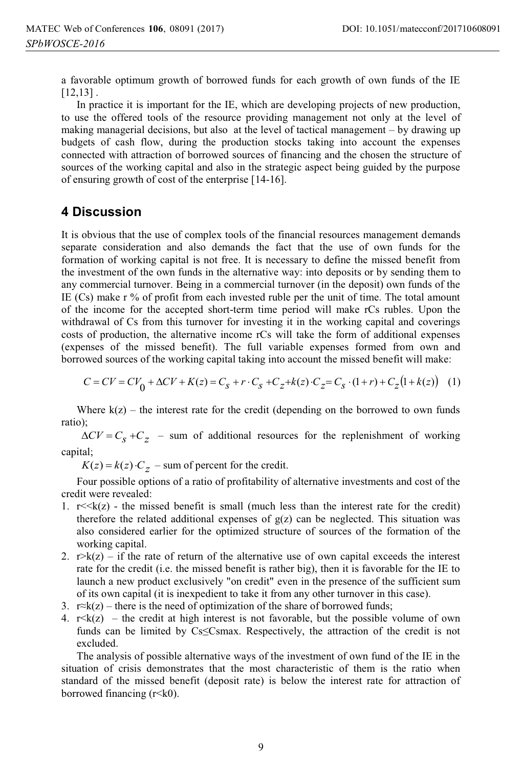a favorable optimum growth of borrowed funds for each growth of own funds of the IE [12,13] .

In practice it is important for the IE, which are developing projects of new production, to use the offered tools of the resource providing management not only at the level of making managerial decisions, but also at the level of tactical management – by drawing up budgets of cash flow, during the production stocks taking into account the expenses connected with attraction of borrowed sources of financing and the chosen the structure of sources of the working capital and also in the strategic aspect being guided by the purpose of ensuring growth of cost of the enterprise [14-16].

## 4 Discussion

It is obvious that the use of complex tools of the financial resources management demands separate consideration and also demands the fact that the use of own funds for the formation of working capital is not free. It is necessary to define the missed benefit from the investment of the own funds in the alternative way: into deposits or by sending them to any commercial turnover. Being in a commercial turnover (in the deposit) own funds of the IE (Cs) make r % of profit from each invested ruble per the unit of time. The total amount of the income for the accepted short-term time period will make rCs rubles. Upon the withdrawal of Cs from this turnover for investing it in the working capital and coverings costs of production, the alternative income rCs will take the form of additional expenses (expenses of the missed benefit). The full variable expenses formed from own and borrowed sources of the working capital taking into account the missed benefit will make:

$$C = CV = CV_0 + \Delta CV + K(z) = C_S + r \cdot C_S + C_Z + k(z) \cdot C_Z = C_S \cdot (1+r) + C_Z(1+k(z)) \quad (1)$$

Where k(z) – the interest rate for the credit (depending on the borrowed to own funds ratio);

$\Delta CV = C_S + C_Z$ – sum of additional resources for the replenishment of working capital;

$K(z) = k(z) \cdot C_Z$ – sum of percent for the credit.

Four possible options of a ratio of profitability of alternative investments and cost of the credit were revealed:

1. $r \ll k(z)$ - the missed benefit is small (much less than the interest rate for the credit) therefore the related additional expenses of g(z) can be neglected. This situation was also considered earlier for the optimized structure of sources of the formation of the working capital.
2. $r > k(z)$ – if the rate of return of the alternative use of own capital exceeds the interest rate for the credit (i.e. the missed benefit is rather big), then it is favorable for the IE to launch a new product exclusively "on credit" even in the presence of the sufficient sum of its own capital (it is inexpedient to take it from any other turnover in this case).
3. $r \approx k(z)$ – there is the need of optimization of the share of borrowed funds;
4. $r < k(z)$ – the credit at high interest is not favorable, but the possible volume of own funds can be limited by $Cs \le Csmax$. Respectively, the attraction of the credit is not excluded.

The analysis of possible alternative ways of the investment of own fund of the IE in the situation of crisis demonstrates that the most characteristic of them is the ratio when standard of the missed benefit (deposit rate) is below the interest rate for attraction of borrowed financing ($r < k0$).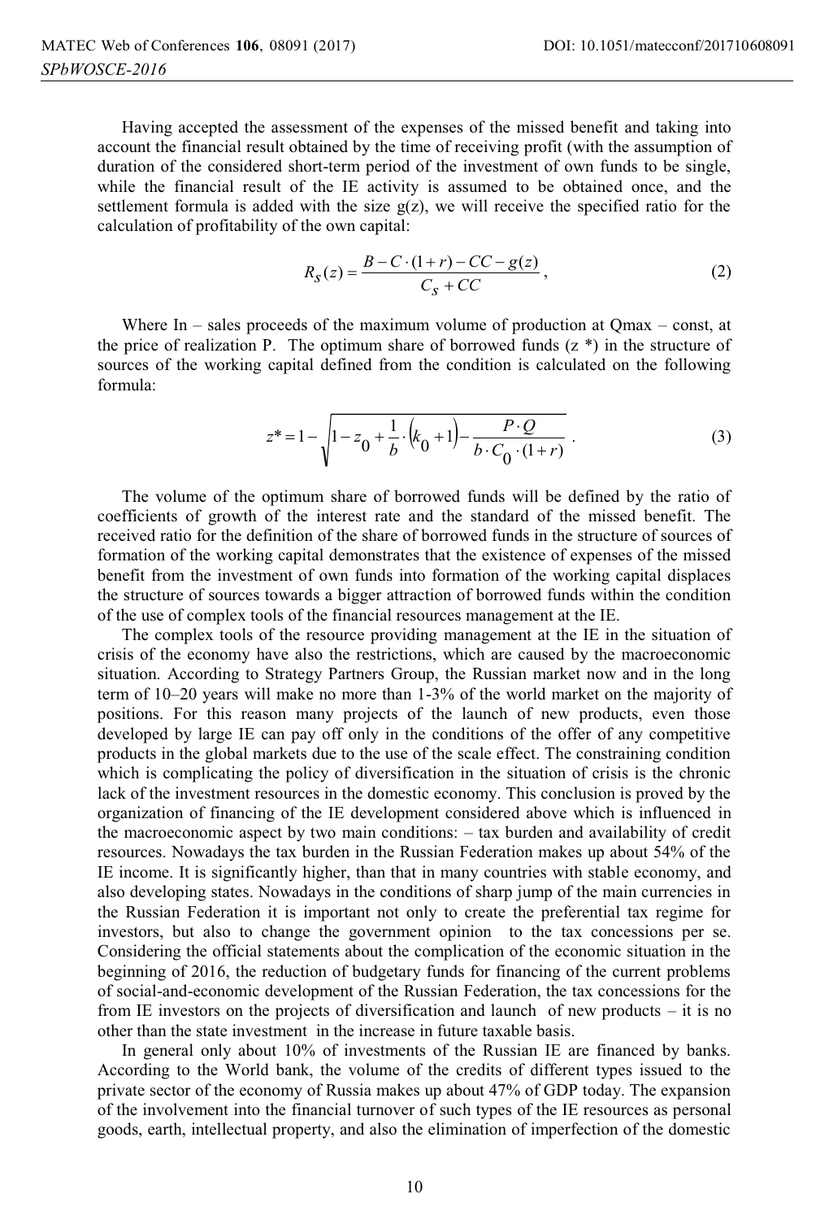Having accepted the assessment of the expenses of the missed benefit and taking into account the financial result obtained by the time of receiving profit (with the assumption of duration of the considered short-term period of the investment of own funds to be single, while the financial result of the IE activity is assumed to be obtained once, and the settlement formula is added with the size g(z), we will receive the specified ratio for the calculation of profitability of the own capital:

$$R_S(z) = \frac{B - C \cdot (1+r) - CC - g(z)}{C_S + CC}, \tag{2}$$

Where In – sales proceeds of the maximum volume of production at Qmax – const, at the price of realization P. The optimum share of borrowed funds (z \*) in the structure of sources of the working capital defined from the condition is calculated on the following formula:

$$z^* = 1 - \sqrt{1 - z_0 + \frac{1}{b} \cdot \left(k_0 + 1\right) - \frac{P \cdot Q}{b \cdot C_0 \cdot (1+r)}}. \tag{3}$$

The volume of the optimum share of borrowed funds will be defined by the ratio of coefficients of growth of the interest rate and the standard of the missed benefit. The received ratio for the definition of the share of borrowed funds in the structure of sources of formation of the working capital demonstrates that the existence of expenses of the missed benefit from the investment of own funds into formation of the working capital displaces the structure of sources towards a bigger attraction of borrowed funds within the condition of the use of complex tools of the financial resources management at the IE.

The complex tools of the resource providing management at the IE in the situation of crisis of the economy have also the restrictions, which are caused by the macroeconomic situation. According to Strategy Partners Group, the Russian market now and in the long term of 10–20 years will make no more than 1-3% of the world market on the majority of positions. For this reason many projects of the launch of new products, even those developed by large IE can pay off only in the conditions of the offer of any competitive products in the global markets due to the use of the scale effect. The constraining condition which is complicating the policy of diversification in the situation of crisis is the chronic lack of the investment resources in the domestic economy. This conclusion is proved by the organization of financing of the IE development considered above which is influenced in the macroeconomic aspect by two main conditions: – tax burden and availability of credit resources. Nowadays the tax burden in the Russian Federation makes up about 54% of the IE income. It is significantly higher, than that in many countries with stable economy, and also developing states. Nowadays in the conditions of sharp jump of the main currencies in the Russian Federation it is important not only to create the preferential tax regime for investors, but also to change the government opinion to the tax concessions per se. Considering the official statements about the complication of the economic situation in the beginning of 2016, the reduction of budgetary funds for financing of the current problems of social-and-economic development of the Russian Federation, the tax concessions for the from IE investors on the projects of diversification and launch of new products – it is no other than the state investment in the increase in future taxable basis.

In general only about 10% of investments of the Russian IE are financed by banks. According to the World bank, the volume of the credits of different types issued to the private sector of the economy of Russia makes up about 47% of GDP today. The expansion of the involvement into the financial turnover of such types of the IE resources as personal goods, earth, intellectual property, and also the elimination of imperfection of the domestic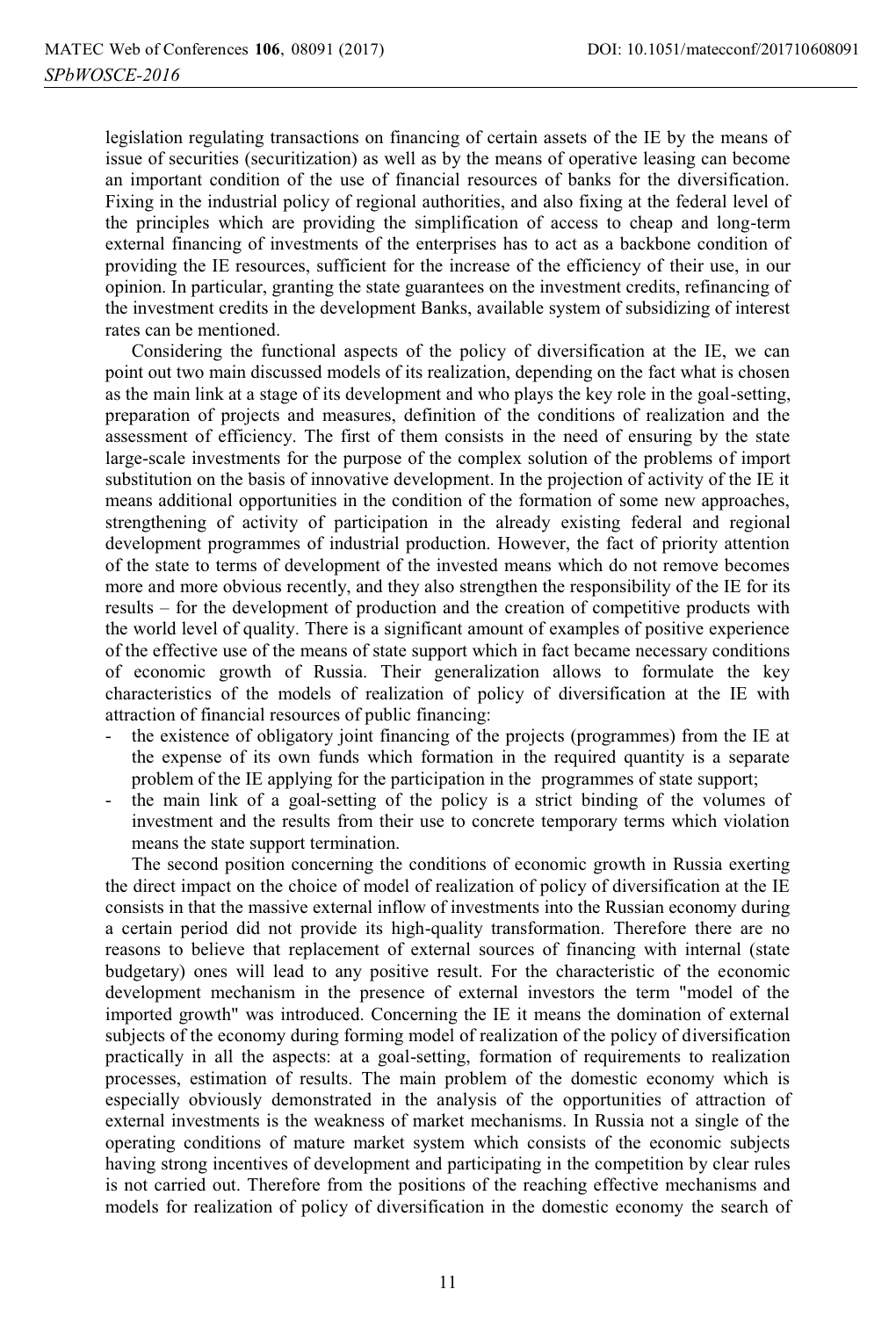legislation regulating transactions on financing of certain assets of the IE by the means of issue of securities (securitization) as well as by the means of operative leasing can become an important condition of the use of financial resources of banks for the diversification. Fixing in the industrial policy of regional authorities, and also fixing at the federal level of the principles which are providing the simplification of access to cheap and long-term external financing of investments of the enterprises has to act as a backbone condition of providing the IE resources, sufficient for the increase of the efficiency of their use, in our opinion. In particular, granting the state guarantees on the investment credits, refinancing of the investment credits in the development Banks, available system of subsidizing of interest rates can be mentioned.

Considering the functional aspects of the policy of diversification at the IE, we can point out two main discussed models of its realization, depending on the fact what is chosen as the main link at a stage of its development and who plays the key role in the goal-setting, preparation of projects and measures, definition of the conditions of realization and the assessment of efficiency. The first of them consists in the need of ensuring by the state large-scale investments for the purpose of the complex solution of the problems of import substitution on the basis of innovative development. In the projection of activity of the IE it means additional opportunities in the condition of the formation of some new approaches, strengthening of activity of participation in the already existing federal and regional development programmes of industrial production. However, the fact of priority attention of the state to terms of development of the invested means which do not remove becomes more and more obvious recently, and they also strengthen the responsibility of the IE for its results – for the development of production and the creation of competitive products with the world level of quality. There is a significant amount of examples of positive experience of the effective use of the means of state support which in fact became necessary conditions of economic growth of Russia. Their generalization allows to formulate the key characteristics of the models of realization of policy of diversification at the IE with attraction of financial resources of public financing:

- the existence of obligatory joint financing of the projects (programmes) from the IE at the expense of its own funds which formation in the required quantity is a separate problem of the IE applying for the participation in the programmes of state support;
- the main link of a goal-setting of the policy is a strict binding of the volumes of investment and the results from their use to concrete temporary terms which violation means the state support termination.

The second position concerning the conditions of economic growth in Russia exerting the direct impact on the choice of model of realization of policy of diversification at the IE consists in that the massive external inflow of investments into the Russian economy during a certain period did not provide its high-quality transformation. Therefore there are no reasons to believe that replacement of external sources of financing with internal (state budgetary) ones will lead to any positive result. For the characteristic of the economic development mechanism in the presence of external investors the term "model of the imported growth" was introduced. Concerning the IE it means the domination of external subjects of the economy during forming model of realization of the policy of diversification practically in all the aspects: at a goal-setting, formation of requirements to realization processes, estimation of results. The main problem of the domestic economy which is especially obviously demonstrated in the analysis of the opportunities of attraction of external investments is the weakness of market mechanisms. In Russia not a single of the operating conditions of mature market system which consists of the economic subjects having strong incentives of development and participating in the competition by clear rules is not carried out. Therefore from the positions of the reaching effective mechanisms and models for realization of policy of diversification in the domestic economy the search of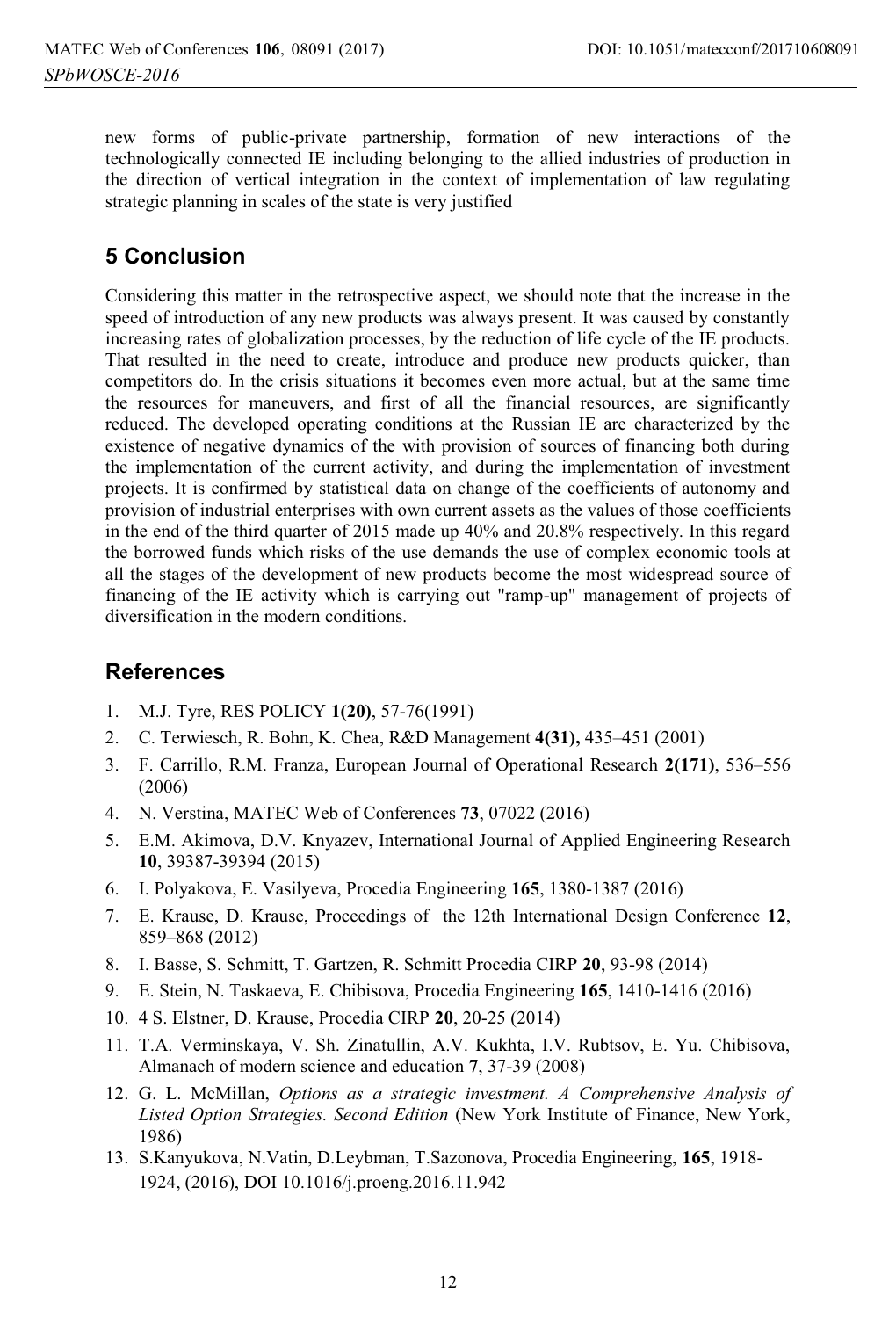new forms of public-private partnership, formation of new interactions of the technologically connected IE including belonging to the allied industries of production in the direction of vertical integration in the context of implementation of law regulating strategic planning in scales of the state is very justified

## 5 Conclusion

Considering this matter in the retrospective aspect, we should note that the increase in the speed of introduction of any new products was always present. It was caused by constantly increasing rates of globalization processes, by the reduction of life cycle of the IE products. That resulted in the need to create, introduce and produce new products quicker, than competitors do. In the crisis situations it becomes even more actual, but at the same time the resources for maneuvers, and first of all the financial resources, are significantly reduced. The developed operating conditions at the Russian IE are characterized by the existence of negative dynamics of the with provision of sources of financing both during the implementation of the current activity, and during the implementation of investment projects. It is confirmed by statistical data on change of the coefficients of autonomy and provision of industrial enterprises with own current assets as the values of those coefficients in the end of the third quarter of 2015 made up 40% and 20.8% respectively. In this regard the borrowed funds which risks of the use demands the use of complex economic tools at all the stages of the development of new products become the most widespread source of financing of the IE activity which is carrying out "ramp-up" management of projects of diversification in the modern conditions.

## References

1. M.J. Tyre, RES POLICY **1(20)**, 57-76(1991)
2. C. Terwiesch, R. Bohn, K. Chea, R&D Management **4(31),** 435–451 (2001)
3. F. Carrillo, R.M. Franza, European Journal of Operational Research **2(171)**, 536–556 (2006)
4. N. Verstina, MATEC Web of Conferences **73**, 07022 (2016)
5. E.M. Akimova, D.V. Knyazev, International Journal of Applied Engineering Research **10**, 39387-39394 (2015)
6. I. Polyakova, E. Vasilyeva, Procedia Engineering **165**, 1380-1387 (2016)
7. E. Krause, D. Krause, Proceedings of the 12th International Design Conference **12**, 859–868 (2012)
8. I. Basse, S. Schmitt, T. Gartzen, R. Schmitt Procedia CIRP **20**, 93-98 (2014)
9. E. Stein, N. Taskaeva, E. Chibisova, Procedia Engineering **165**, 1410-1416 (2016)
10. 4 S. Elstner, D. Krause, Procedia CIRP **20**, 20-25 (2014)
11. T.A. Verminskaya, V. Sh. Zinatullin, A.V. Kukhta, I.V. Rubtsov, E. Yu. Chibisova, Almanach of modern science and education **7**, 37-39 (2008)
12. G. L. McMillan, *Options as a strategic investment. A Comprehensive Analysis of Listed Option Strategies. Second Edition* (New York Institute of Finance, New York, 1986)
13. S.Kanyukova, N.Vatin, D.Leybman, T.Sazonova, Procedia Engineering, **165**, 1918-1924, (2016), DOI 10.1016/j.proeng.2016.11.942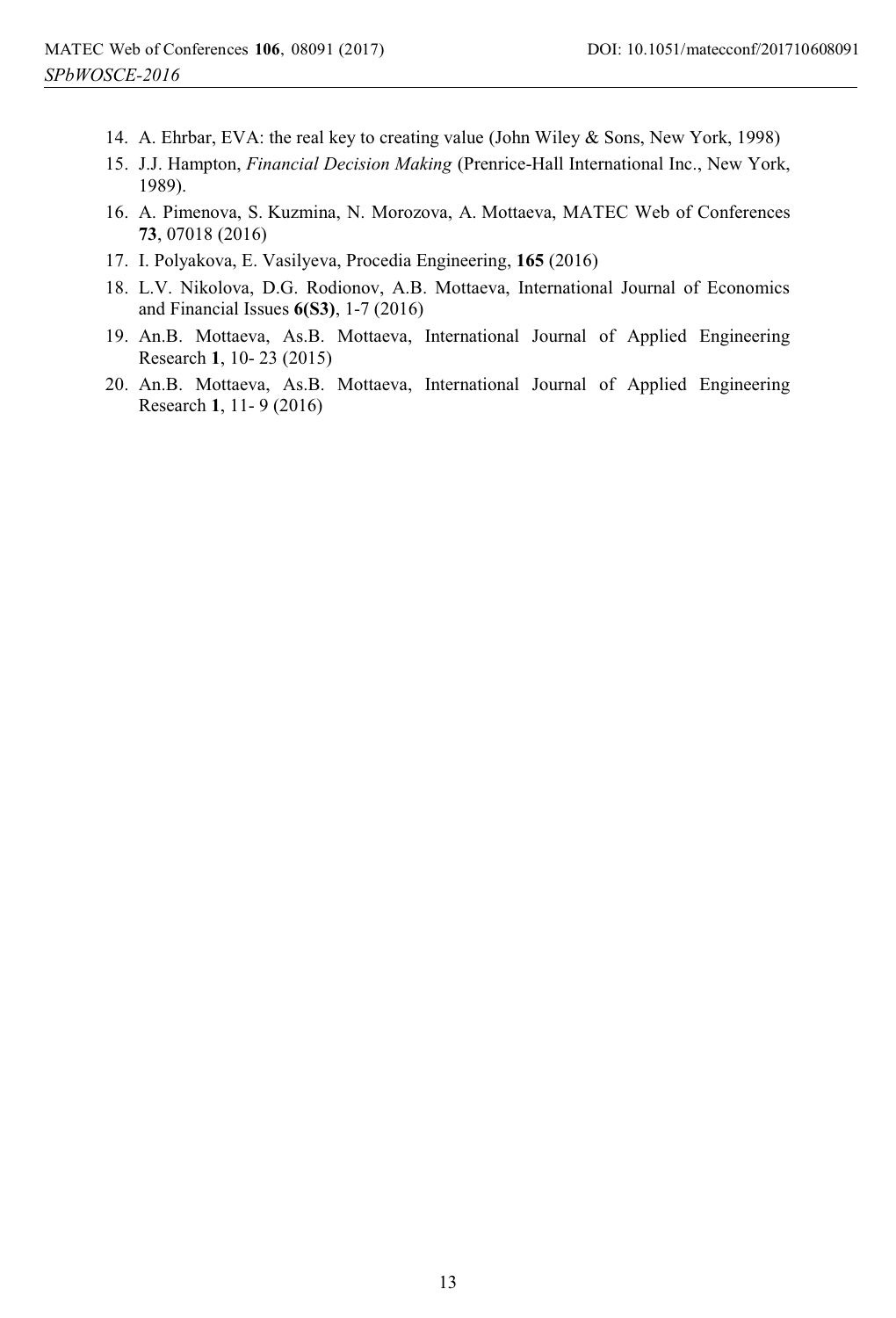14. A. Ehrbar, EVA: the real key to creating value (John Wiley & Sons, New York, 1998)
15. J.J. Hampton, *Financial Decision Making* (Prenrice-Hall International Inc., New York, 1989).
16. A. Pimenova, S. Kuzmina, N. Morozova, A. Mottaeva, MATEC Web of Conferences **73**, 07018 (2016)
17. I. Polyakova, E. Vasilyeva, Procedia Engineering, **165** (2016)
18. L.V. Nikolova, D.G. Rodionov, A.B. Mottaeva, International Journal of Economics and Financial Issues **6(S3)**, 1-7 (2016)
19. An.B. Mottaeva, As.B. Mottaeva, International Journal of Applied Engineering Research **1**, 10- 23 (2015)
20. An.B. Mottaeva, As.B. Mottaeva, International Journal of Applied Engineering Research **1**, 11- 9 (2016)